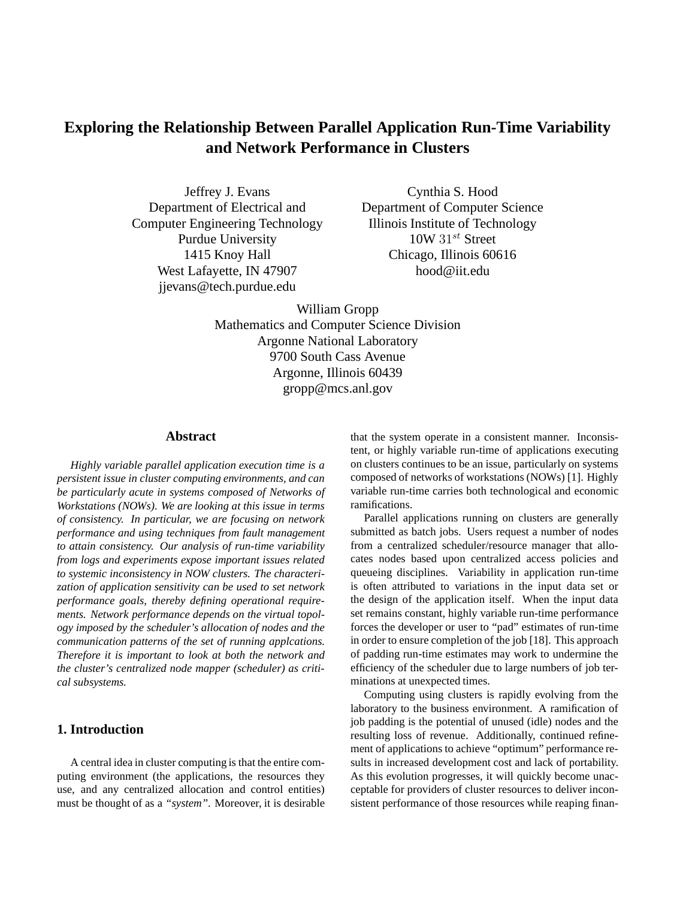# Exploring the Relationship Between Parallel Application Run-Time Variability and Network Performance in Clusters

Jeffrey J. Evans
Department of Electrical and
Computer Engineering Technology
Purdue University
1415 Knoy Hall
West Lafayette, IN 47907
jjevans@tech.purdue.edu

Cynthia S. Hood
Department of Computer Science
Illinois Institute of Technology
10W $31^{st}$ Street
Chicago, Illinois 60616
hood@iit.edu

William Gropp
Mathematics and Computer Science Division
Argonne National Laboratory
9700 South Cass Avenue
Argonne, Illinois 60439
gropp@mcs.anl.gov

## Abstract

*Highly variable parallel application execution time is a persistent issue in cluster computing environments, and can be particularly acute in systems composed of Networks of Workstations (NOWs). We are looking at this issue in terms of consistency. In particular, we are focusing on network performance and using techniques from fault management to attain consistency. Our analysis of run-time variability from logs and experiments expose important issues related to systemic inconsistency in NOW clusters. The characterization of application sensitivity can be used to set network performance goals, thereby defining operational requirements. Network performance depends on the virtual topology imposed by the scheduler's allocation of nodes and the communication patterns of the set of running applcations. Therefore it is important to look at both the network and the cluster's centralized node mapper (scheduler) as critical subsystems.*

## 1. Introduction

A central idea in cluster computing is that the entire computing environment (the applications, the resources they use, and any centralized allocation and control entities) must be thought of as a *"system"*. Moreover, it is desirable that the system operate in a consistent manner. Inconsistent, or highly variable run-time of applications executing on clusters continues to be an issue, particularly on systems composed of networks of workstations (NOWs) [1]. Highly variable run-time carries both technological and economic ramifications.

Parallel applications running on clusters are generally submitted as batch jobs. Users request a number of nodes from a centralized scheduler/resource manager that allocates nodes based upon centralized access policies and queueing disciplines. Variability in application run-time is often attributed to variations in the input data set or the design of the application itself. When the input data set remains constant, highly variable run-time performance forces the developer or user to "pad" estimates of run-time in order to ensure completion of the job [18]. This approach of padding run-time estimates may work to undermine the efficiency of the scheduler due to large numbers of job terminations at unexpected times.

Computing using clusters is rapidly evolving from the laboratory to the business environment. A ramification of job padding is the potential of unused (idle) nodes and the resulting loss of revenue. Additionally, continued refinement of applications to achieve "optimum" performance results in increased development cost and lack of portability. As this evolution progresses, it will quickly become unacceptable for providers of cluster resources to deliver inconsistent performance of those resources while reaping finan-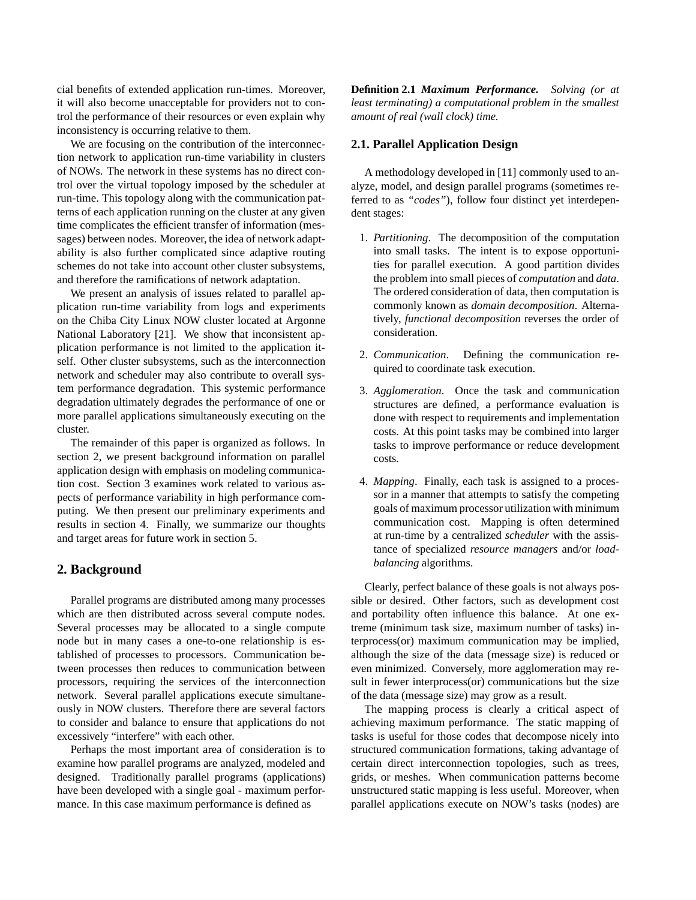cial benefits of extended application run-times. Moreover, it will also become unacceptable for providers not to control the performance of their resources or even explain why inconsistency is occurring relative to them.

We are focusing on the contribution of the interconnection network to application run-time variability in clusters of NOWs. The network in these systems has no direct control over the virtual topology imposed by the scheduler at run-time. This topology along with the communication patterns of each application running on the cluster at any given time complicates the efficient transfer of information (messages) between nodes. Moreover, the idea of network adaptability is also further complicated since adaptive routing schemes do not take into account other cluster subsystems, and therefore the ramifications of network adaptation.

We present an analysis of issues related to parallel application run-time variability from logs and experiments on the Chiba City Linux NOW cluster located at Argonne National Laboratory [21]. We show that inconsistent application performance is not limited to the application itself. Other cluster subsystems, such as the interconnection network and scheduler may also contribute to overall system performance degradation. This systemic performance degradation ultimately degrades the performance of one or more parallel applications simultaneously executing on the cluster.

The remainder of this paper is organized as follows. In section 2, we present background information on parallel application design with emphasis on modeling communication cost. Section 3 examines work related to various aspects of performance variability in high performance computing. We then present our preliminary experiments and results in section 4. Finally, we summarize our thoughts and target areas for future work in section 5.

## 2. Background

Parallel programs are distributed among many processes which are then distributed across several compute nodes. Several processes may be allocated to a single compute node but in many cases a one-to-one relationship is established of processes to processors. Communication between processes then reduces to communication between processors, requiring the services of the interconnection network. Several parallel applications execute simultaneously in NOW clusters. Therefore there are several factors to consider and balance to ensure that applications do not excessively "interfere" with each other.

Perhaps the most important area of consideration is to examine how parallel programs are analyzed, modeled and designed. Traditionally parallel programs (applications) have been developed with a single goal - maximum performance. In this case maximum performance is defined as

**Definition 2.1** ***Maximum Performance.*** *Solving (or at least terminating) a computational problem in the smallest amount of real (wall clock) time.*

### 2.1. Parallel Application Design

A methodology developed in [11] commonly used to analyze, model, and design parallel programs (sometimes referred to as *"codes"*), follow four distinct yet interdependent stages:

1. *Partitioning*. The decomposition of the computation into small tasks. The intent is to expose opportunities for parallel execution. A good partition divides the problem into small pieces of *computation* and *data*. The ordered consideration of data, then computation is commonly known as *domain decomposition*. Alternatively, *functional decomposition* reverses the order of consideration.
2. *Communication*. Defining the communication required to coordinate task execution.
3. *Agglomeration*. Once the task and communication structures are defined, a performance evaluation is done with respect to requirements and implementation costs. At this point tasks may be combined into larger tasks to improve performance or reduce development costs.
4. *Mapping*. Finally, each task is assigned to a processor in a manner that attempts to satisfy the competing goals of maximum processor utilization with minimum communication cost. Mapping is often determined at run-time by a centralized *scheduler* with the assistance of specialized *resource managers* and/or *load-balancing* algorithms.

Clearly, perfect balance of these goals is not always possible or desired. Other factors, such as development cost and portability often influence this balance. At one extreme (minimum task size, maximum number of tasks) interprocess(or) maximum communication may be implied, although the size of the data (message size) is reduced or even minimized. Conversely, more agglomeration may result in fewer interprocess(or) communications but the size of the data (message size) may grow as a result.

The mapping process is clearly a critical aspect of achieving maximum performance. The static mapping of tasks is useful for those codes that decompose nicely into structured communication formations, taking advantage of certain direct interconnection topologies, such as trees, grids, or meshes. When communication patterns become unstructured static mapping is less useful. Moreover, when parallel applications execute on NOW's tasks (nodes) are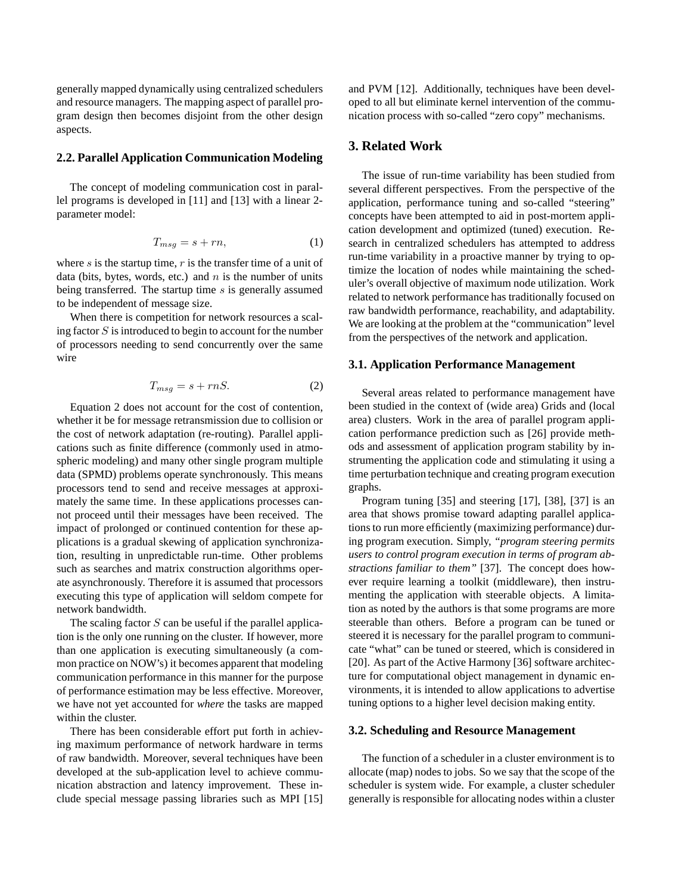generally mapped dynamically using centralized schedulers and resource managers. The mapping aspect of parallel program design then becomes disjoint from the other design aspects.

### 2.2. Parallel Application Communication Modeling

The concept of modeling communication cost in parallel programs is developed in [11] and [13] with a linear 2-parameter model:

$$T_{msg} = s + rn, \tag{1}$$

where $s$ is the startup time, $r$ is the transfer time of a unit of data (bits, bytes, words, etc.) and $n$ is the number of units being transferred. The startup time $s$ is generally assumed to be independent of message size.

When there is competition for network resources a scaling factor $S$ is introduced to begin to account for the number of processors needing to send concurrently over the same wire

$$T_{msg} = s + rnS. \tag{2}$$

Equation 2 does not account for the cost of contention, whether it be for message retransmission due to collision or the cost of network adaptation (re-routing). Parallel applications such as finite difference (commonly used in atmospheric modeling) and many other single program multiple data (SPMD) problems operate synchronously. This means processors tend to send and receive messages at approximately the same time. In these applications processes cannot proceed until their messages have been received. The impact of prolonged or continued contention for these applications is a gradual skewing of application synchronization, resulting in unpredictable run-time. Other problems such as searches and matrix construction algorithms operate asynchronously. Therefore it is assumed that processors executing this type of application will seldom compete for network bandwidth.

The scaling factor $S$ can be useful if the parallel application is the only one running on the cluster. If however, more than one application is executing simultaneously (a common practice on NOW's) it becomes apparent that modeling communication performance in this manner for the purpose of performance estimation may be less effective. Moreover, we have not yet accounted for *where* the tasks are mapped within the cluster.

There has been considerable effort put forth in achieving maximum performance of network hardware in terms of raw bandwidth. Moreover, several techniques have been developed at the sub-application level to achieve communication abstraction and latency improvement. These include special message passing libraries such as MPI [15] and PVM [12]. Additionally, techniques have been developed to all but eliminate kernel intervention of the communication process with so-called "zero copy" mechanisms.

## 3. Related Work

The issue of run-time variability has been studied from several different perspectives. From the perspective of the application, performance tuning and so-called "steering" concepts have been attempted to aid in post-mortem application development and optimized (tuned) execution. Research in centralized schedulers has attempted to address run-time variability in a proactive manner by trying to optimize the location of nodes while maintaining the scheduler's overall objective of maximum node utilization. Work related to network performance has traditionally focused on raw bandwidth performance, reachability, and adaptability. We are looking at the problem at the "communication" level from the perspectives of the network and application.

### 3.1. Application Performance Management

Several areas related to performance management have been studied in the context of (wide area) Grids and (local area) clusters. Work in the area of parallel program application performance prediction such as [26] provide methods and assessment of application program stability by instrumenting the application code and stimulating it using a time perturbation technique and creating program execution graphs.

Program tuning [35] and steering [17], [38], [37] is an area that shows promise toward adapting parallel applications to run more efficiently (maximizing performance) during program execution. Simply, *"program steering permits users to control program execution in terms of program abstractions familiar to them"* [37]. The concept does however require learning a toolkit (middleware), then instrumenting the application with steerable objects. A limitation as noted by the authors is that some programs are more steerable than others. Before a program can be tuned or steered it is necessary for the parallel program to communicate "what" can be tuned or steered, which is considered in [20]. As part of the Active Harmony [36] software architecture for computational object management in dynamic environments, it is intended to allow applications to advertise tuning options to a higher level decision making entity.

### 3.2. Scheduling and Resource Management

The function of a scheduler in a cluster environment is to allocate (map) nodes to jobs. So we say that the scope of the scheduler is system wide. For example, a cluster scheduler generally is responsible for allocating nodes within a cluster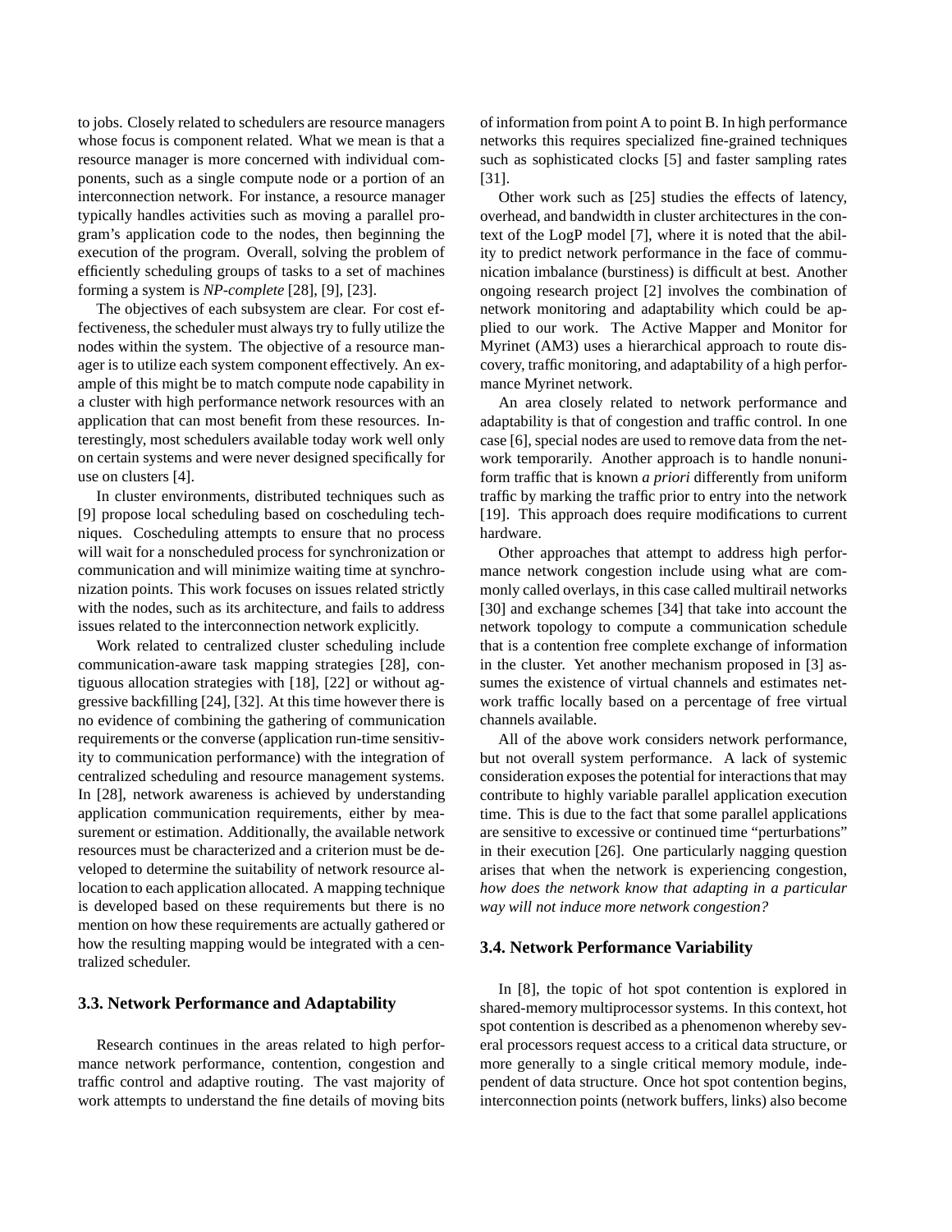to jobs. Closely related to schedulers are resource managers whose focus is component related. What we mean is that a resource manager is more concerned with individual components, such as a single compute node or a portion of an interconnection network. For instance, a resource manager typically handles activities such as moving a parallel program's application code to the nodes, then beginning the execution of the program. Overall, solving the problem of efficiently scheduling groups of tasks to a set of machines forming a system is *NP-complete* [28], [9], [23].

The objectives of each subsystem are clear. For cost effectiveness, the scheduler must always try to fully utilize the nodes within the system. The objective of a resource manager is to utilize each system component effectively. An example of this might be to match compute node capability in a cluster with high performance network resources with an application that can most benefit from these resources. Interestingly, most schedulers available today work well only on certain systems and were never designed specifically for use on clusters [4].

In cluster environments, distributed techniques such as [9] propose local scheduling based on coscheduling techniques. Coscheduling attempts to ensure that no process will wait for a nonscheduled process for synchronization or communication and will minimize waiting time at synchronization points. This work focuses on issues related strictly with the nodes, such as its architecture, and fails to address issues related to the interconnection network explicitly.

Work related to centralized cluster scheduling include communication-aware task mapping strategies [28], contiguous allocation strategies with [18], [22] or without aggressive backfilling [24], [32]. At this time however there is no evidence of combining the gathering of communication requirements or the converse (application run-time sensitivity to communication performance) with the integration of centralized scheduling and resource management systems. In [28], network awareness is achieved by understanding application communication requirements, either by measurement or estimation. Additionally, the available network resources must be characterized and a criterion must be developed to determine the suitability of network resource allocation to each application allocated. A mapping technique is developed based on these requirements but there is no mention on how these requirements are actually gathered or how the resulting mapping would be integrated with a centralized scheduler.

### 3.3. Network Performance and Adaptability

Research continues in the areas related to high performance network performance, contention, congestion and traffic control and adaptive routing. The vast majority of work attempts to understand the fine details of moving bits of information from point A to point B. In high performance networks this requires specialized fine-grained techniques such as sophisticated clocks [5] and faster sampling rates [31].

Other work such as [25] studies the effects of latency, overhead, and bandwidth in cluster architectures in the context of the LogP model [7], where it is noted that the ability to predict network performance in the face of communication imbalance (burstiness) is difficult at best. Another ongoing research project [2] involves the combination of network monitoring and adaptability which could be applied to our work. The Active Mapper and Monitor for Myrinet (AM3) uses a hierarchical approach to route discovery, traffic monitoring, and adaptability of a high performance Myrinet network.

An area closely related to network performance and adaptability is that of congestion and traffic control. In one case [6], special nodes are used to remove data from the network temporarily. Another approach is to handle nonuniform traffic that is known *a priori* differently from uniform traffic by marking the traffic prior to entry into the network [19]. This approach does require modifications to current hardware.

Other approaches that attempt to address high performance network congestion include using what are commonly called overlays, in this case called multirail networks [30] and exchange schemes [34] that take into account the network topology to compute a communication schedule that is a contention free complete exchange of information in the cluster. Yet another mechanism proposed in [3] assumes the existence of virtual channels and estimates network traffic locally based on a percentage of free virtual channels available.

All of the above work considers network performance, but not overall system performance. A lack of systemic consideration exposes the potential for interactions that may contribute to highly variable parallel application execution time. This is due to the fact that some parallel applications are sensitive to excessive or continued time "perturbations" in their execution [26]. One particularly nagging question arises that when the network is experiencing congestion, *how does the network know that adapting in a particular way will not induce more network congestion?*

### 3.4. Network Performance Variability

In [8], the topic of hot spot contention is explored in shared-memory multiprocessor systems. In this context, hot spot contention is described as a phenomenon whereby several processors request access to a critical data structure, or more generally to a single critical memory module, independent of data structure. Once hot spot contention begins, interconnection points (network buffers, links) also become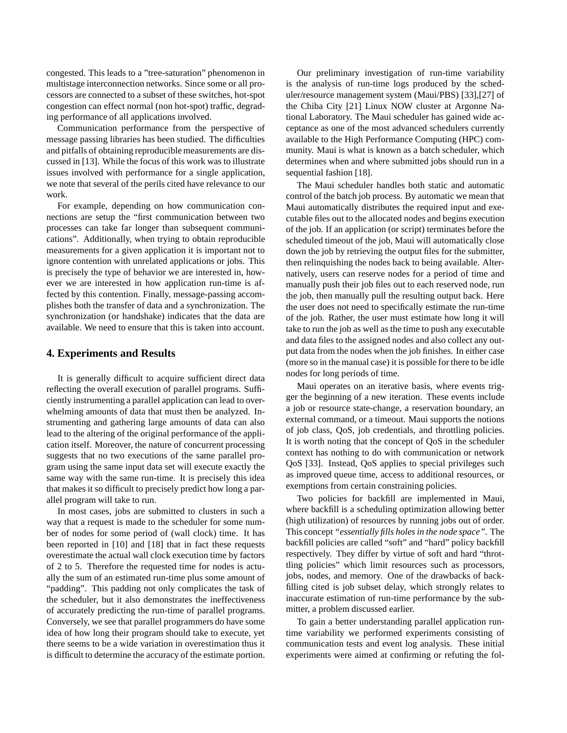congested. This leads to a "tree-saturation" phenomenon in multistage interconnection networks. Since some or all processors are connected to a subset of these switches, hot-spot congestion can effect normal (non hot-spot) traffic, degrading performance of all applications involved.

Communication performance from the perspective of message passing libraries has been studied. The difficulties and pitfalls of obtaining reproducible measurements are discussed in [13]. While the focus of this work was to illustrate issues involved with performance for a single application, we note that several of the perils cited have relevance to our work.

For example, depending on how communication connections are setup the "first communication between two processes can take far longer than subsequent communications". Additionally, when trying to obtain reproducible measurements for a given application it is important not to ignore contention with unrelated applications or jobs. This is precisely the type of behavior we are interested in, however we are interested in how application run-time is affected by this contention. Finally, message-passing accomplishes both the transfer of data and a synchronization. The synchronization (or handshake) indicates that the data are available. We need to ensure that this is taken into account.

## 4. Experiments and Results

It is generally difficult to acquire sufficient direct data reflecting the overall execution of parallel programs. Sufficiently instrumenting a parallel application can lead to overwhelming amounts of data that must then be analyzed. Instrumenting and gathering large amounts of data can also lead to the altering of the original performance of the application itself. Moreover, the nature of concurrent processing suggests that no two executions of the same parallel program using the same input data set will execute exactly the same way with the same run-time. It is precisely this idea that makes it so difficult to precisely predict how long a parallel program will take to run.

In most cases, jobs are submitted to clusters in such a way that a request is made to the scheduler for some number of nodes for some period of (wall clock) time. It has been reported in [10] and [18] that in fact these requests overestimate the actual wall clock execution time by factors of 2 to 5. Therefore the requested time for nodes is actually the sum of an estimated run-time plus some amount of "padding". This padding not only complicates the task of the scheduler, but it also demonstrates the ineffectiveness of accurately predicting the run-time of parallel programs. Conversely, we see that parallel programmers do have some idea of how long their program should take to execute, yet there seems to be a wide variation in overestimation thus it is difficult to determine the accuracy of the estimate portion.

Our preliminary investigation of run-time variability is the analysis of run-time logs produced by the scheduler/resource management system (Maui/PBS) [33],[27] of the Chiba City [21] Linux NOW cluster at Argonne National Laboratory. The Maui scheduler has gained wide acceptance as one of the most advanced schedulers currently available to the High Performance Computing (HPC) community. Maui is what is known as a batch scheduler, which determines when and where submitted jobs should run in a sequential fashion [18].

The Maui scheduler handles both static and automatic control of the batch job process. By automatic we mean that Maui automatically distributes the required input and executable files out to the allocated nodes and begins execution of the job. If an application (or script) terminates before the scheduled timeout of the job, Maui will automatically close down the job by retrieving the output files for the submitter, then relinquishing the nodes back to being available. Alternatively, users can reserve nodes for a period of time and manually push their job files out to each reserved node, run the job, then manually pull the resulting output back. Here the user does not need to specifically estimate the run-time of the job. Rather, the user must estimate how long it will take to run the job as well as the time to push any executable and data files to the assigned nodes and also collect any output data from the nodes when the job finishes. In either case (more so in the manual case) it is possible for there to be idle nodes for long periods of time.

Maui operates on an iterative basis, where events trigger the beginning of a new iteration. These events include a job or resource state-change, a reservation boundary, an external command, or a timeout. Maui supports the notions of job class, QoS, job credentials, and throttling policies. It is worth noting that the concept of QoS in the scheduler context has nothing to do with communication or network QoS [33]. Instead, QoS applies to special privileges such as improved queue time, access to additional resources, or exemptions from certain constraining policies.

Two policies for backfill are implemented in Maui, where backfill is a scheduling optimization allowing better (high utilization) of resources by running jobs out of order. This concept *"essentially fills holes in the node space"*. The backfill policies are called "soft" and "hard" policy backfill respectively. They differ by virtue of soft and hard "throttling policies" which limit resources such as processors, jobs, nodes, and memory. One of the drawbacks of backfilling cited is job subset delay, which strongly relates to inaccurate estimation of run-time performance by the submitter, a problem discussed earlier.

To gain a better understanding parallel application run-time variability we performed experiments consisting of communication tests and event log analysis. These initial experiments were aimed at confirming or refuting the fol-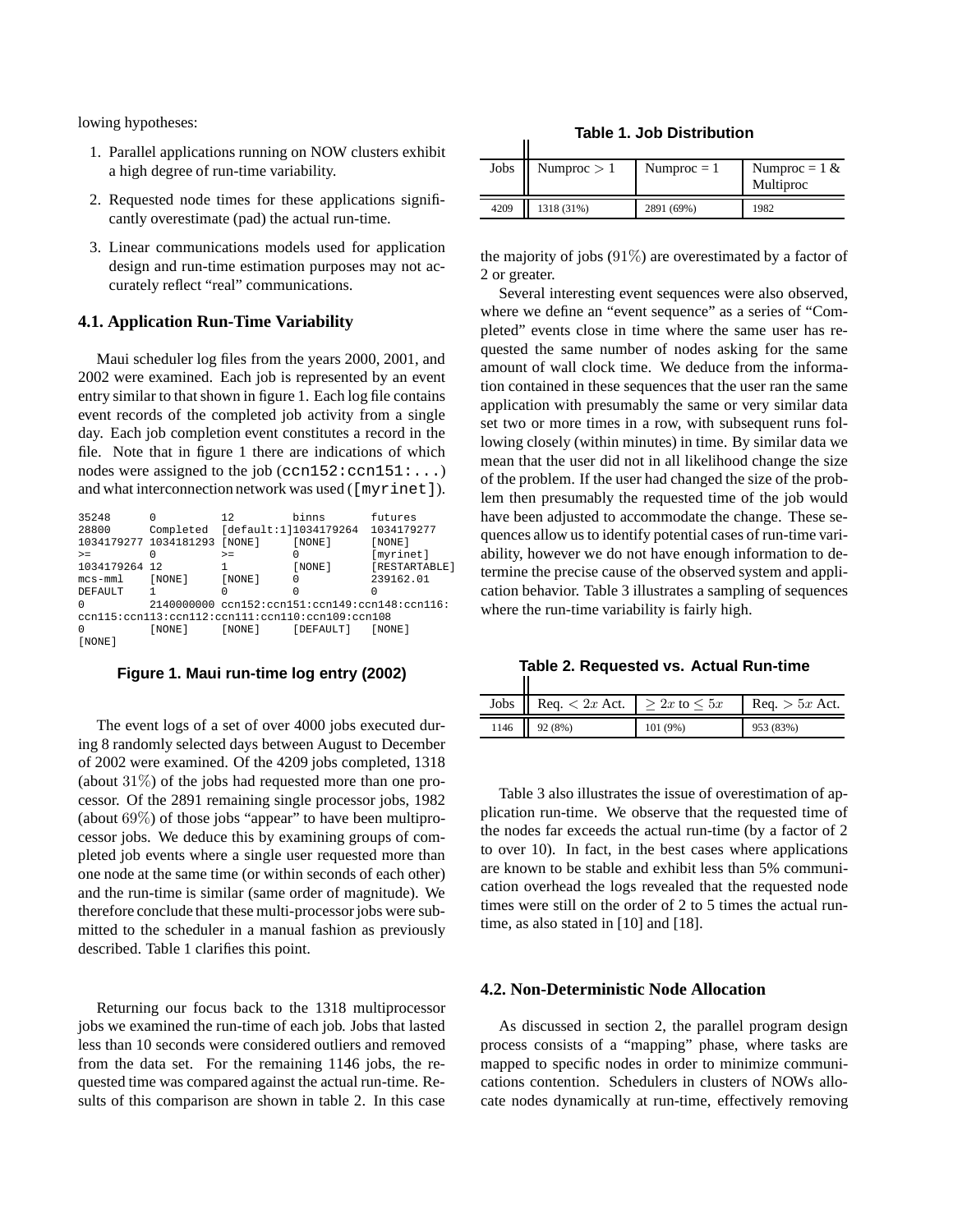lowing hypotheses:

1. Parallel applications running on NOW clusters exhibit a high degree of run-time variability.
2. Requested node times for these applications significantly overestimate (pad) the actual run-time.
3. Linear communications models used for application design and run-time estimation purposes may not accurately reflect "real" communications.

### 4.1. Application Run-Time Variability

Maui scheduler log files from the years 2000, 2001, and 2002 were examined. Each job is represented by an event entry similar to that shown in figure 1. Each log file contains event records of the completed job activity from a single day. Each job completion event constitutes a record in the file. Note that in figure 1 there are indications of which nodes were assigned to the job (ccn152:ccn151:...) and what interconnection network was used ([myrinet]).

```
35248       0          12          binns        futures
28800       Completed  [default:1]1034179264  1034179277
1034179277 1034181293 [NONE]      [NONE]       [NONE]
>=          0          >=          0            [myrinet]
1034179264 12          1           [NONE]       [RESTARTABLE]
mcs-mml     [NONE]     [NONE]      0            239162.01
DEFAULT     1          0           0            0
0           2140000000 ccn152:ccn151:ccn149:ccn148:ccn116:
ccn115:ccn113:ccn112:ccn111:ccn110:ccn109:ccn108
0           [NONE]     [NONE]      [DEFAULT]    [NONE]
[NONE]
```

**Figure 1. Maui run-time log entry (2002)**

The event logs of a set of over 4000 jobs executed during 8 randomly selected days between August to December of 2002 were examined. Of the 4209 jobs completed, 1318 (about $31\%$) of the jobs had requested more than one processor. Of the 2891 remaining single processor jobs, 1982 (about $69\%$) of those jobs "appear" to have been multiprocessor jobs. We deduce this by examining groups of completed job events where a single user requested more than one node at the same time (or within seconds of each other) and the run-time is similar (same order of magnitude). We therefore conclude that these multi-processor jobs were submitted to the scheduler in a manual fashion as previously described. Table 1 clarifies this point.

**Table 1. Job Distribution**

| Jobs | Numproc $> 1$ | Numproc = 1 | Numproc = 1 & Multiproc |
|---|---|---|---|
| 4209 | 1318 (31%) | 2891 (69%) | 1982 |

Returning our focus back to the 1318 multiprocessor jobs we examined the run-time of each job. Jobs that lasted less than 10 seconds were considered outliers and removed from the data set. For the remaining 1146 jobs, the requested time was compared against the actual run-time. Results of this comparison are shown in table 2. In this case the majority of jobs ($91\%$) are overestimated by a factor of 2 or greater.

Several interesting event sequences were also observed, where we define an "event sequence" as a series of "Completed" events close in time where the same user has requested the same number of nodes asking for the same amount of wall clock time. We deduce from the information contained in these sequences that the user ran the same application with presumably the same or very similar data set two or more times in a row, with subsequent runs following closely (within minutes) in time. By similar data we mean that the user did not in all likelihood change the size of the problem. If the user had changed the size of the problem then presumably the requested time of the job would have been adjusted to accommodate the change. These sequences allow us to identify potential cases of run-time variability, however we do not have enough information to determine the precise cause of the observed system and application behavior. Table 3 illustrates a sampling of sequences where the run-time variability is fairly high.

**Table 2. Requested vs. Actual Run-time**

| Jobs | Req. $< 2x$ Act. | $\geq 2x$ to $\leq 5x$ | Req. $> 5x$ Act. |
|---|---|---|---|
| 1146 | 92 (8%) | 101 (9%) | 953 (83%) |

Table 3 also illustrates the issue of overestimation of application run-time. We observe that the requested time of the nodes far exceeds the actual run-time (by a factor of 2 to over 10). In fact, in the best cases where applications are known to be stable and exhibit less than 5% communication overhead the logs revealed that the requested node times were still on the order of 2 to 5 times the actual runtime, as also stated in [10] and [18].

### 4.2. Non-Deterministic Node Allocation

As discussed in section 2, the parallel program design process consists of a "mapping" phase, where tasks are mapped to specific nodes in order to minimize communications contention. Schedulers in clusters of NOWs allocate nodes dynamically at run-time, effectively removing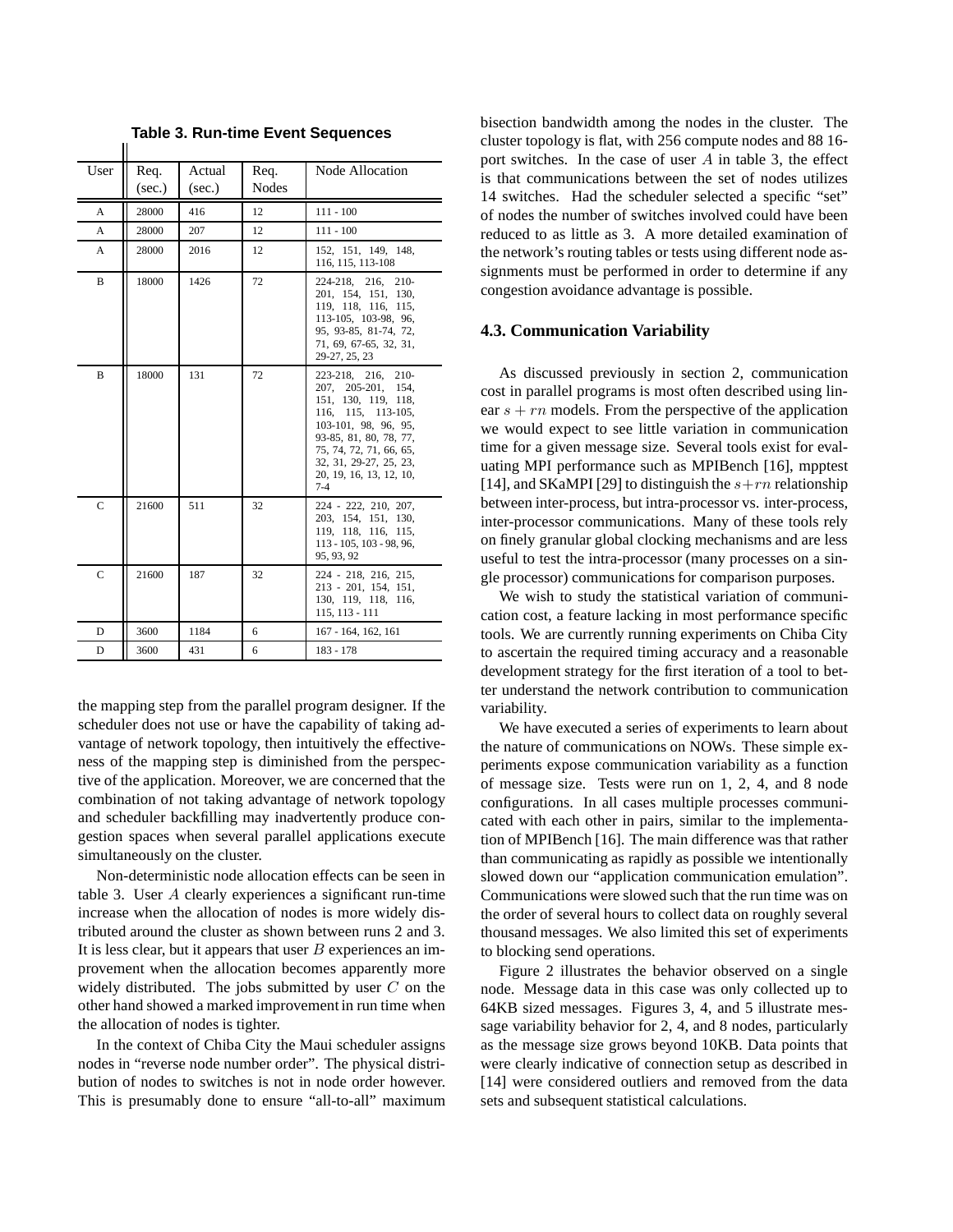**Table 3. Run-time Event Sequences**

| User | Req. (sec.) | Actual (sec.) | Req. Nodes | Node Allocation |
|---|---|---|---|---|
| A | 28000 | 416 | 12 | 111 - 100 |
| A | 28000 | 207 | 12 | 111 - 100 |
| A | 28000 | 2016 | 12 | 152, 151, 149, 148, 116, 115, 113-108 |
| B | 18000 | 1426 | 72 | 224-218, 216, 210-201, 154, 151, 130, 119, 118, 116, 115, 113-105, 103-98, 96, 95, 93-85, 81-74, 72, 71, 69, 67-65, 32, 31, 29-27, 25, 23 |
| B | 18000 | 131 | 72 | 223-218, 216, 210-207, 205-201, 154, 151, 130, 119, 118, 116, 115, 113-105, 103-101, 98, 96, 95, 93-85, 81, 80, 78, 77, 75, 74, 72, 71, 66, 65, 32, 31, 29-27, 25, 23, 20, 19, 16, 13, 12, 10, 7-4 |
| C | 21600 | 511 | 32 | 224 - 222, 210, 207, 203, 154, 151, 130, 119, 118, 116, 115, 113 - 105, 103 - 98, 96, 95, 93, 92 |
| C | 21600 | 187 | 32 | 224 - 218, 216, 215, 213 - 201, 154, 151, 130, 119, 118, 116, 115, 113 - 111 |
| D | 3600 | 1184 | 6 | 167 - 164, 162, 161 |
| D | 3600 | 431 | 6 | 183 - 178 |

the mapping step from the parallel program designer. If the scheduler does not use or have the capability of taking advantage of network topology, then intuitively the effectiveness of the mapping step is diminished from the perspective of the application. Moreover, we are concerned that the combination of not taking advantage of network topology and scheduler backfilling may inadvertently produce congestion spaces when several parallel applications execute simultaneously on the cluster.

Non-deterministic node allocation effects can be seen in table 3. User $A$ clearly experiences a significant run-time increase when the allocation of nodes is more widely distributed around the cluster as shown between runs 2 and 3. It is less clear, but it appears that user $B$ experiences an improvement when the allocation becomes apparently more widely distributed. The jobs submitted by user $C$ on the other hand showed a marked improvement in run time when the allocation of nodes is tighter.

In the context of Chiba City the Maui scheduler assigns nodes in "reverse node number order". The physical distribution of nodes to switches is not in node order however. This is presumably done to ensure "all-to-all" maximum bisection bandwidth among the nodes in the cluster. The cluster topology is flat, with 256 compute nodes and 88 16-port switches. In the case of user $A$ in table 3, the effect is that communications between the set of nodes utilizes 14 switches. Had the scheduler selected a specific "set" of nodes the number of switches involved could have been reduced to as little as 3. A more detailed examination of the network's routing tables or tests using different node assignments must be performed in order to determine if any congestion avoidance advantage is possible.

### 4.3. Communication Variability

As discussed previously in section 2, communication cost in parallel programs is most often described using linear $s + rn$ models. From the perspective of the application we would expect to see little variation in communication time for a given message size. Several tools exist for evaluating MPI performance such as MPIBench [16], mpptest [14], and SKaMPI [29] to distinguish the $s + rn$ relationship between inter-process, but intra-processor vs. inter-process, inter-processor communications. Many of these tools rely on finely granular global clocking mechanisms and are less useful to test the intra-processor (many processes on a single processor) communications for comparison purposes.

We wish to study the statistical variation of communication cost, a feature lacking in most performance specific tools. We are currently running experiments on Chiba City to ascertain the required timing accuracy and a reasonable development strategy for the first iteration of a tool to better understand the network contribution to communication variability.

We have executed a series of experiments to learn about the nature of communications on NOWs. These simple experiments expose communication variability as a function of message size. Tests were run on 1, 2, 4, and 8 node configurations. In all cases multiple processes communicated with each other in pairs, similar to the implementation of MPIBench [16]. The main difference was that rather than communicating as rapidly as possible we intentionally slowed down our "application communication emulation". Communications were slowed such that the run time was on the order of several hours to collect data on roughly several thousand messages. We also limited this set of experiments to blocking send operations.

Figure 2 illustrates the behavior observed on a single node. Message data in this case was only collected up to 64KB sized messages. Figures 3, 4, and 5 illustrate message variability behavior for 2, 4, and 8 nodes, particularly as the message size grows beyond 10KB. Data points that were clearly indicative of connection setup as described in [14] were considered outliers and removed from the data sets and subsequent statistical calculations.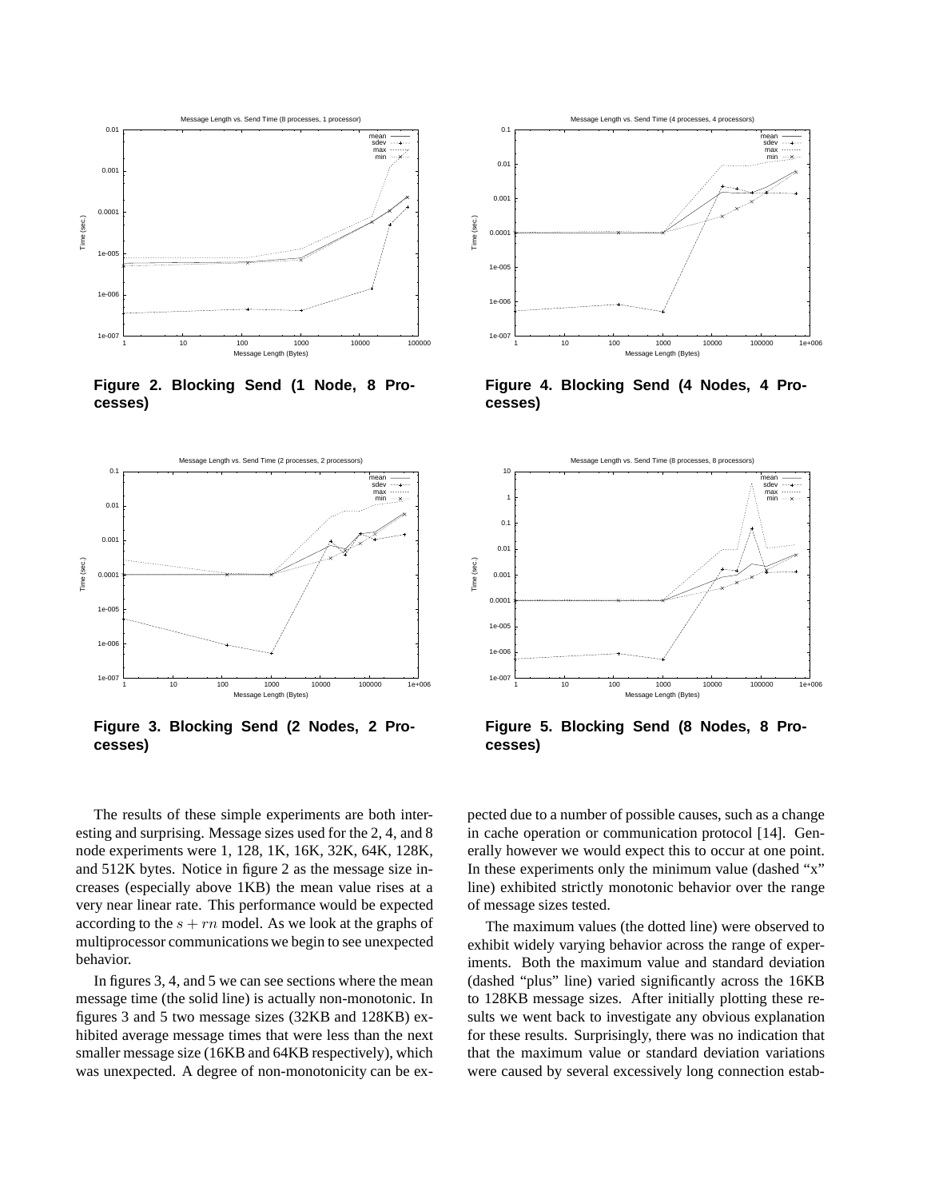Figure 2. Blocking Send (1 Node, 8 Processes)

Figure 4. Blocking Send (4 Nodes, 4 Processes)

Figure 3. Blocking Send (2 Nodes, 2 Processes)

Figure 5. Blocking Send (8 Nodes, 8 Processes)

The results of these simple experiments are both interesting and surprising. Message sizes used for the 2, 4, and 8 node experiments were 1, 128, 1K, 16K, 32K, 64K, 128K, and 512K bytes. Notice in figure 2 as the message size increases (especially above 1KB) the mean value rises at a very near linear rate. This performance would be expected according to the $s + rn$ model. As we look at the graphs of multiprocessor communications we begin to see unexpected behavior.

In figures 3, 4, and 5 we can see sections where the mean message time (the solid line) is actually non-monotonic. In figures 3 and 5 two message sizes (32KB and 128KB) exhibited average message times that were less than the next smaller message size (16KB and 64KB respectively), which was unexpected. A degree of non-monotonicity can be expected due to a number of possible causes, such as a change in cache operation or communication protocol [14]. Generally however we would expect this to occur at one point. In these experiments only the minimum value (dashed "x" line) exhibited strictly monotonic behavior over the range of message sizes tested.

The maximum values (the dotted line) were observed to exhibit widely varying behavior across the range of experiments. Both the maximum value and standard deviation (dashed "plus" line) varied significantly across the 16KB to 128KB message sizes. After initially plotting these results we went back to investigate any obvious explanation for these results. Surprisingly, there was no indication that that the maximum value or standard deviation variations were caused by several excessively long connection estab-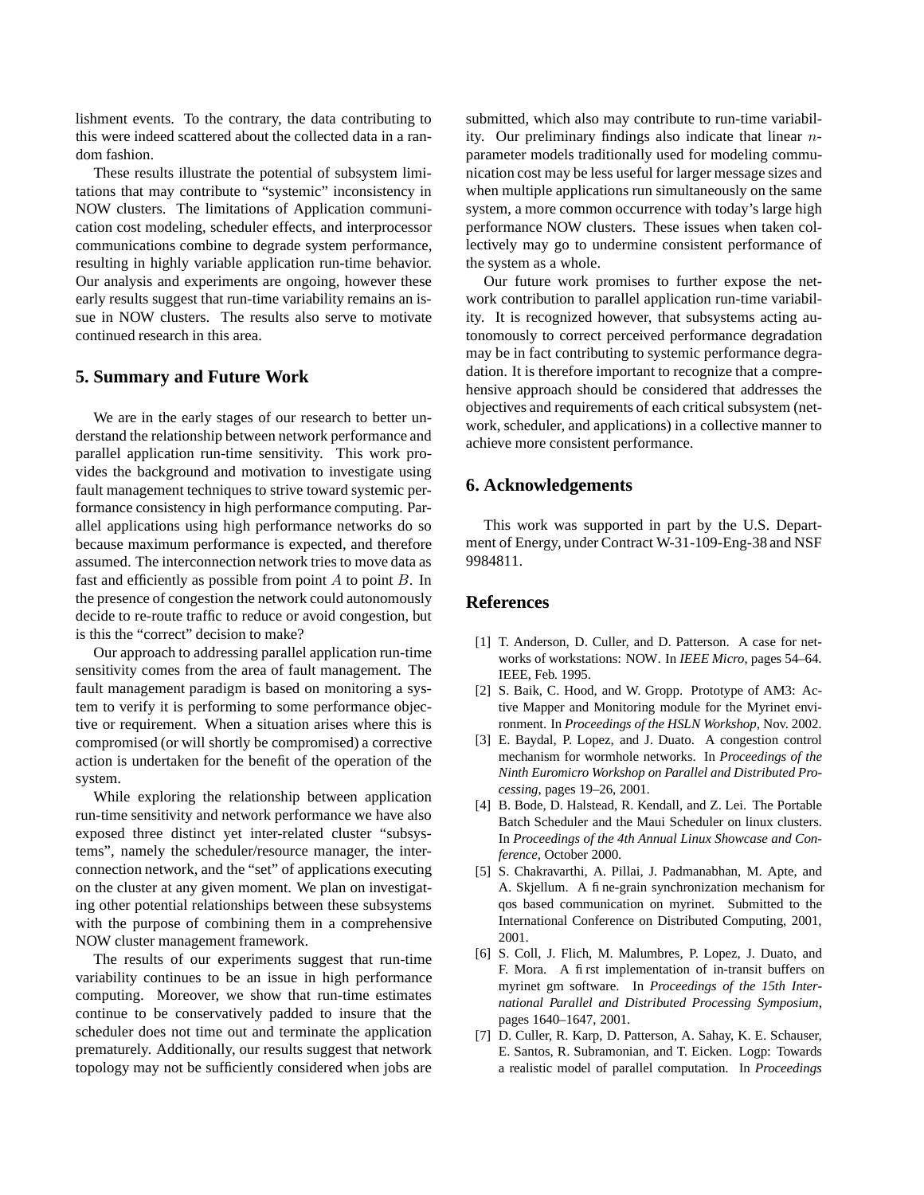lishment events. To the contrary, the data contributing to this were indeed scattered about the collected data in a random fashion.

These results illustrate the potential of subsystem limitations that may contribute to "systemic" inconsistency in NOW clusters. The limitations of Application communication cost modeling, scheduler effects, and interprocessor communications combine to degrade system performance, resulting in highly variable application run-time behavior. Our analysis and experiments are ongoing, however these early results suggest that run-time variability remains an issue in NOW clusters. The results also serve to motivate continued research in this area.

## 5. Summary and Future Work

We are in the early stages of our research to better understand the relationship between network performance and parallel application run-time sensitivity. This work provides the background and motivation to investigate using fault management techniques to strive toward systemic performance consistency in high performance computing. Parallel applications using high performance networks do so because maximum performance is expected, and therefore assumed. The interconnection network tries to move data as fast and efficiently as possible from point $A$ to point $B$. In the presence of congestion the network could autonomously decide to re-route traffic to reduce or avoid congestion, but is this the "correct" decision to make?

Our approach to addressing parallel application run-time sensitivity comes from the area of fault management. The fault management paradigm is based on monitoring a system to verify it is performing to some performance objective or requirement. When a situation arises where this is compromised (or will shortly be compromised) a corrective action is undertaken for the benefit of the operation of the system.

While exploring the relationship between application run-time sensitivity and network performance we have also exposed three distinct yet inter-related cluster "subsystems", namely the scheduler/resource manager, the interconnection network, and the "set" of applications executing on the cluster at any given moment. We plan on investigating other potential relationships between these subsystems with the purpose of combining them in a comprehensive NOW cluster management framework.

The results of our experiments suggest that run-time variability continues to be an issue in high performance computing. Moreover, we show that run-time estimates continue to be conservatively padded to insure that the scheduler does not time out and terminate the application prematurely. Additionally, our results suggest that network topology may not be sufficiently considered when jobs are submitted, which also may contribute to run-time variability. Our preliminary findings also indicate that linear $n$-parameter models traditionally used for modeling communication cost may be less useful for larger message sizes and when multiple applications run simultaneously on the same system, a more common occurrence with today's large high performance NOW clusters. These issues when taken collectively may go to undermine consistent performance of the system as a whole.

Our future work promises to further expose the network contribution to parallel application run-time variability. It is recognized however, that subsystems acting autonomously to correct perceived performance degradation may be in fact contributing to systemic performance degradation. It is therefore important to recognize that a comprehensive approach should be considered that addresses the objectives and requirements of each critical subsystem (network, scheduler, and applications) in a collective manner to achieve more consistent performance.

## 6. Acknowledgements

This work was supported in part by the U.S. Department of Energy, under Contract W-31-109-Eng-38 and NSF 9984811.

## References

[1] T. Anderson, D. Culler, and D. Patterson. A case for networks of workstations: NOW. In *IEEE Micro*, pages 54–64. IEEE, Feb. 1995.

[2] S. Baik, C. Hood, and W. Gropp. Prototype of AM3: Active Mapper and Monitoring module for the Myrinet environment. In *Proceedings of the HSLN Workshop*, Nov. 2002.

[3] E. Baydal, P. Lopez, and J. Duato. A congestion control mechanism for wormhole networks. In *Proceedings of the Ninth Euromicro Workshop on Parallel and Distributed Processing*, pages 19–26, 2001.

[4] B. Bode, D. Halstead, R. Kendall, and Z. Lei. The Portable Batch Scheduler and the Maui Scheduler on linux clusters. In *Proceedings of the 4th Annual Linux Showcase and Conference*, October 2000.

[5] S. Chakravarthi, A. Pillai, J. Padmanabhan, M. Apte, and A. Skjellum. A fine-grain synchronization mechanism for qos based communication on myrinet. Submitted to the International Conference on Distributed Computing, 2001, 2001.

[6] S. Coll, J. Flich, M. Malumbres, P. Lopez, J. Duato, and F. Mora. A first implementation of in-transit buffers on myrinet gm software. In *Proceedings of the 15th International Parallel and Distributed Processing Symposium*, pages 1640–1647, 2001.

[7] D. Culler, R. Karp, D. Patterson, A. Sahay, K. E. Schauser, E. Santos, R. Subramonian, and T. Eicken. Logp: Towards a realistic model of parallel computation. In *Proceedings*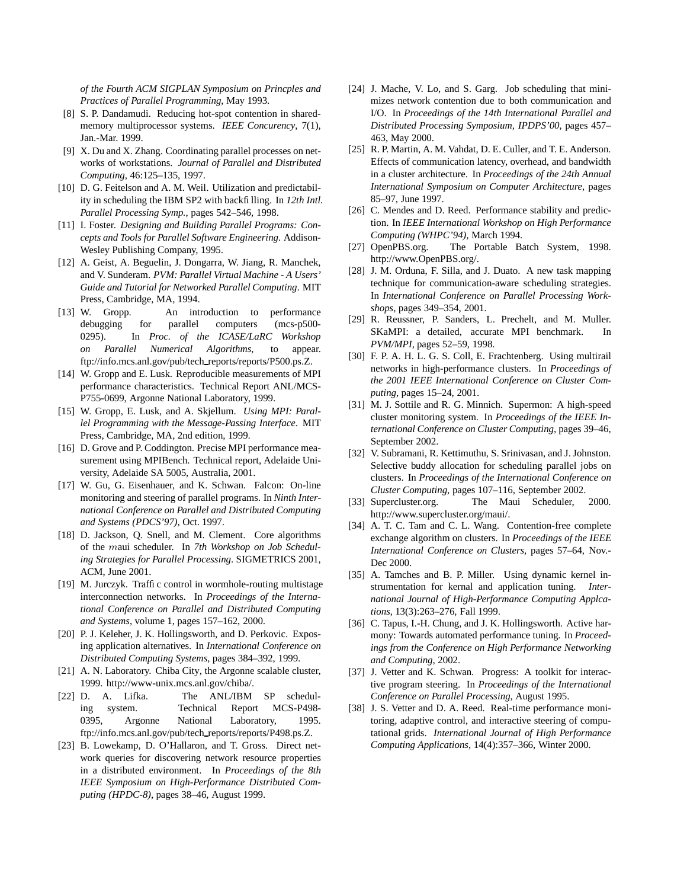*of the Fourth ACM SIGPLAN Symposium on Princples and Practices of Parallel Programming*, May 1993.

[8] S. P. Dandamudi. Reducing hot-spot contention in shared-memory multiprocessor systems. *IEEE Concurency*, 7(1), Jan.-Mar. 1999.

[9] X. Du and X. Zhang. Coordinating parallel processes on networks of workstations. *Journal of Parallel and Distributed Computing*, 46:125–135, 1997.

[10] D. G. Feitelson and A. M. Weil. Utilization and predictability in scheduling the IBM SP2 with backfilling. In *12th Intl. Parallel Processing Symp.*, pages 542–546, 1998.

[11] I. Foster. *Designing and Building Parallel Programs: Concepts and Tools for Parallel Software Engineering*. Addison-Wesley Publishing Company, 1995.

[12] A. Geist, A. Beguelin, J. Dongarra, W. Jiang, R. Manchek, and V. Sunderam. *PVM: Parallel Virtual Machine - A Users' Guide and Tutorial for Networked Parallel Computing*. MIT Press, Cambridge, MA, 1994.

[13] W. Gropp. An introduction to performance debugging for parallel computers (mcs-p500-0295). In *Proc. of the ICASE/LaRC Workshop on Parallel Numerical Algorithms*, to appear. ftp://info.mcs.anl.gov/pub/tech_reports/reports/P500.ps.Z.

[14] W. Gropp and E. Lusk. Reproducible measurements of MPI performance characteristics. Technical Report ANL/MCS-P755-0699, Argonne National Laboratory, 1999.

[15] W. Gropp, E. Lusk, and A. Skjellum. *Using MPI: Parallel Programming with the Message-Passing Interface*. MIT Press, Cambridge, MA, 2nd edition, 1999.

[16] D. Grove and P. Coddington. Precise MPI performance measurement using MPIBench. Technical report, Adelaide University, Adelaide SA 5005, Australia, 2001.

[17] W. Gu, G. Eisenhauer, and K. Schwan. Falcon: On-line monitoring and steering of parallel programs. In *Ninth International Conference on Parallel and Distributed Computing and Systems (PDCS'97)*, Oct. 1997.

[18] D. Jackson, Q. Snell, and M. Clement. Core algorithms of the $m$aui scheduler. In *7th Workshop on Job Scheduling Strategies for Parallel Processing*. SIGMETRICS 2001, ACM, June 2001.

[19] M. Jurczyk. Traffic control in wormhole-routing multistage interconnection networks. In *Proceedings of the International Conference on Parallel and Distributed Computing and Systems*, volume 1, pages 157–162, 2000.

[20] P. J. Keleher, J. K. Hollingsworth, and D. Perkovic. Exposing application alternatives. In *International Conference on Distributed Computing Systems*, pages 384–392, 1999.

[21] A. N. Laboratory. Chiba City, the Argonne scalable cluster, 1999. http://www-unix.mcs.anl.gov/chiba/.

[22] D. A. Lifka. The ANL/IBM SP scheduling system. Technical Report MCS-P498-0395, Argonne National Laboratory, 1995. ftp://info.mcs.anl.gov/pub/tech_reports/reports/P498.ps.Z.

[23] B. Lowekamp, D. O'Hallaron, and T. Gross. Direct network queries for discovering network resource properties in a distributed environment. In *Proceedings of the 8th IEEE Symposium on High-Performance Distributed Computing (HPDC-8)*, pages 38–46, August 1999.

[24] J. Mache, V. Lo, and S. Garg. Job scheduling that minimizes network contention due to both communication and I/O. In *Proceedings of the 14th International Parallel and Distributed Processing Symposium, IPDPS'00*, pages 457–463, May 2000.

[25] R. P. Martin, A. M. Vahdat, D. E. Culler, and T. E. Anderson. Effects of communication latency, overhead, and bandwidth in a cluster architecture. In *Proceedings of the 24th Annual International Symposium on Computer Architecture*, pages 85–97, June 1997.

[26] C. Mendes and D. Reed. Performance stability and prediction. In *IEEE International Workshop on High Performance Computing (WHPC'94)*, March 1994.

[27] OpenPBS.org. The Portable Batch System, 1998. http://www.OpenPBS.org/.

[28] J. M. Orduna, F. Silla, and J. Duato. A new task mapping technique for communication-aware scheduling strategies. In *International Conference on Parallel Processing Workshops*, pages 349–354, 2001.

[29] R. Reussner, P. Sanders, L. Prechelt, and M. Muller. SKaMPI: a detailed, accurate MPI benchmark. In *PVM/MPI*, pages 52–59, 1998.

[30] F. P. A. H. L. G. S. Coll, E. Frachtenberg. Using multirail networks in high-performance clusters. In *Proceedings of the 2001 IEEE International Conference on Cluster Computing*, pages 15–24, 2001.

[31] M. J. Sottile and R. G. Minnich. Supermon: A high-speed cluster monitoring system. In *Proceedings of the IEEE International Conference on Cluster Computing*, pages 39–46, September 2002.

[32] V. Subramani, R. Kettimuthu, S. Srinivasan, and J. Johnston. Selective buddy allocation for scheduling parallel jobs on clusters. In *Proceedings of the International Conference on Cluster Computing*, pages 107–116, September 2002.

[33] Supercluster.org. The Maui Scheduler, 2000. http://www.supercluster.org/maui/.

[34] A. T. C. Tam and C. L. Wang. Contention-free complete exchange algorithm on clusters. In *Proceedings of the IEEE International Conference on Clusters*, pages 57–64, Nov.-Dec 2000.

[35] A. Tamches and B. P. Miller. Using dynamic kernel instrumentation for kernal and application tuning. *International Journal of High-Performance Computing Applcations*, 13(3):263–276, Fall 1999.

[36] C. Tapus, I.-H. Chung, and J. K. Hollingsworth. Active harmony: Towards automated performance tuning. In *Proceedings from the Conference on High Performance Networking and Computing*, 2002.

[37] J. Vetter and K. Schwan. Progress: A toolkit for interactive program steering. In *Proceedings of the International Conference on Parallel Processing*, August 1995.

[38] J. S. Vetter and D. A. Reed. Real-time performance monitoring, adaptive control, and interactive steering of computational grids. *International Journal of High Performance Computing Applications*, 14(4):357–366, Winter 2000.